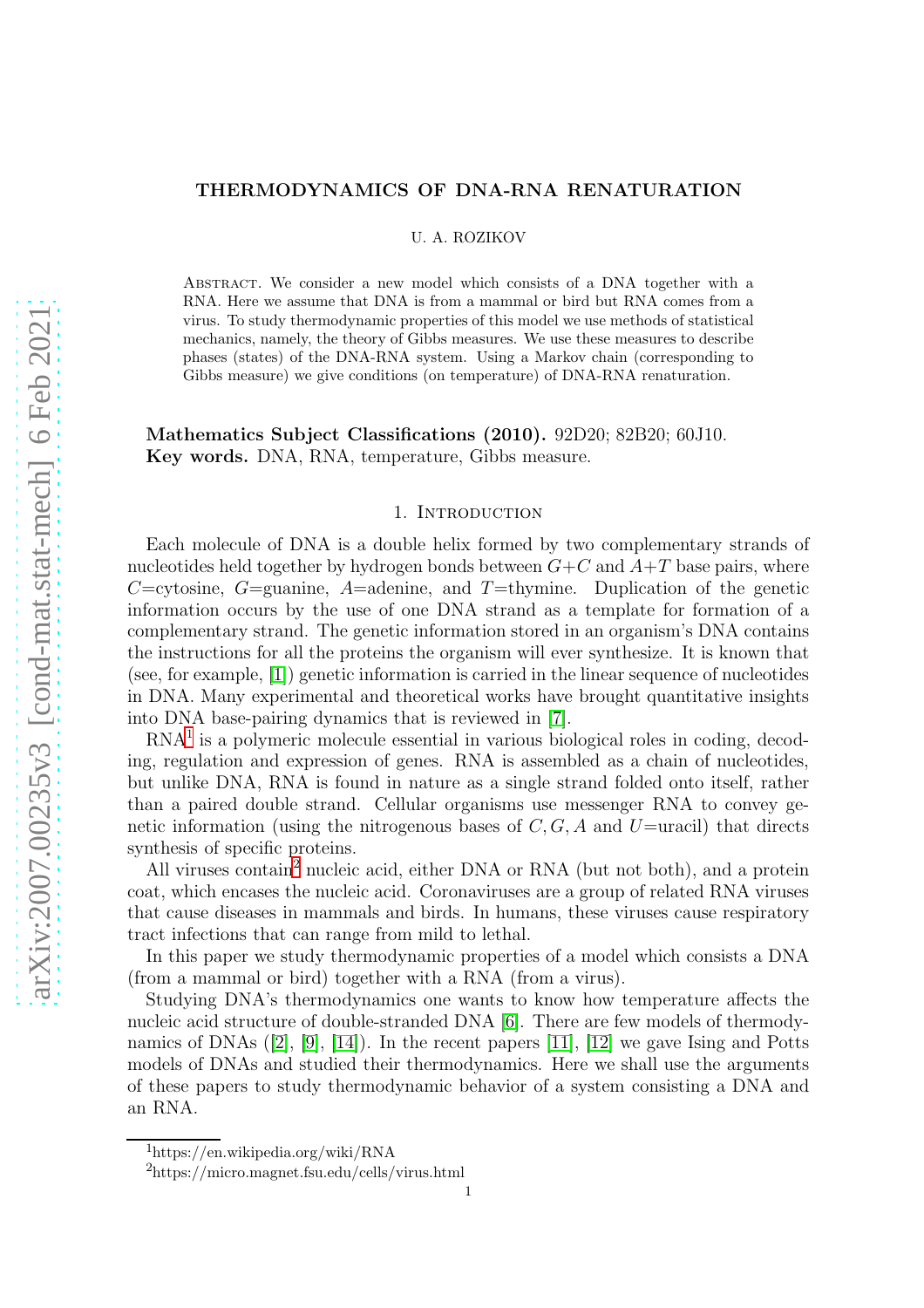# THERMODYNAMICS OF DNA-RNA RENATURATION

U. A. ROZIKOV

Abstract. We consider a new model which consists of a DNA together with a RNA. Here we assume that DNA is from a mammal or bird but RNA comes from a virus. To study thermodynamic properties of this model we use methods of statistical mechanics, namely, the theory of Gibbs measures. We use these measures to describe phases (states) of the DNA-RNA system. Using a Markov chain (corresponding to Gibbs measure) we give conditions (on temperature) of DNA-RNA renaturation.

**Mathematics Subject Classifications (2010).** 92D20; 82B20; 60J10.
**Key words.** DNA, RNA, temperature, Gibbs measure.

## 1. Introduction

Each molecule of DNA is a double helix formed by two complementary strands of nucleotides held together by hydrogen bonds between $G$+$C$ and $A$+$T$ base pairs, where $C$=cytosine, $G$=guanine, $A$=adenine, and $T$=thymine. Duplication of the genetic information occurs by the use of one DNA strand as a template for formation of a complementary strand. The genetic information stored in an organism's DNA contains the instructions for all the proteins the organism will ever synthesize. It is known that (see, for example, [1]) genetic information is carried in the linear sequence of nucleotides in DNA. Many experimental and theoretical works have brought quantitative insights into DNA base-pairing dynamics that is reviewed in [7].

RNA[1] is a polymeric molecule essential in various biological roles in coding, decoding, regulation and expression of genes. RNA is assembled as a chain of nucleotides, but unlike DNA, RNA is found in nature as a single strand folded onto itself, rather than a paired double strand. Cellular organisms use messenger RNA to convey genetic information (using the nitrogenous bases of $C, G, A$ and $U$=uracil) that directs synthesis of specific proteins.

All viruses contain[2] nucleic acid, either DNA or RNA (but not both), and a protein coat, which encases the nucleic acid. Coronaviruses are a group of related RNA viruses that cause diseases in mammals and birds. In humans, these viruses cause respiratory tract infections that can range from mild to lethal.

In this paper we study thermodynamic properties of a model which consists a DNA (from a mammal or bird) together with a RNA (from a virus).

Studying DNA's thermodynamics one wants to know how temperature affects the nucleic acid structure of double-stranded DNA [6]. There are few models of thermodynamics of DNAs ([2], [9], [14]). In the recent papers [11], [12] we gave Ising and Potts models of DNAs and studied their thermodynamics. Here we shall use the arguments of these papers to study thermodynamic behavior of a system consisting a DNA and an RNA.

[1] https://en.wikipedia.org/wiki/RNA

[2] https://micro.magnet.fsu.edu/cells/virus.html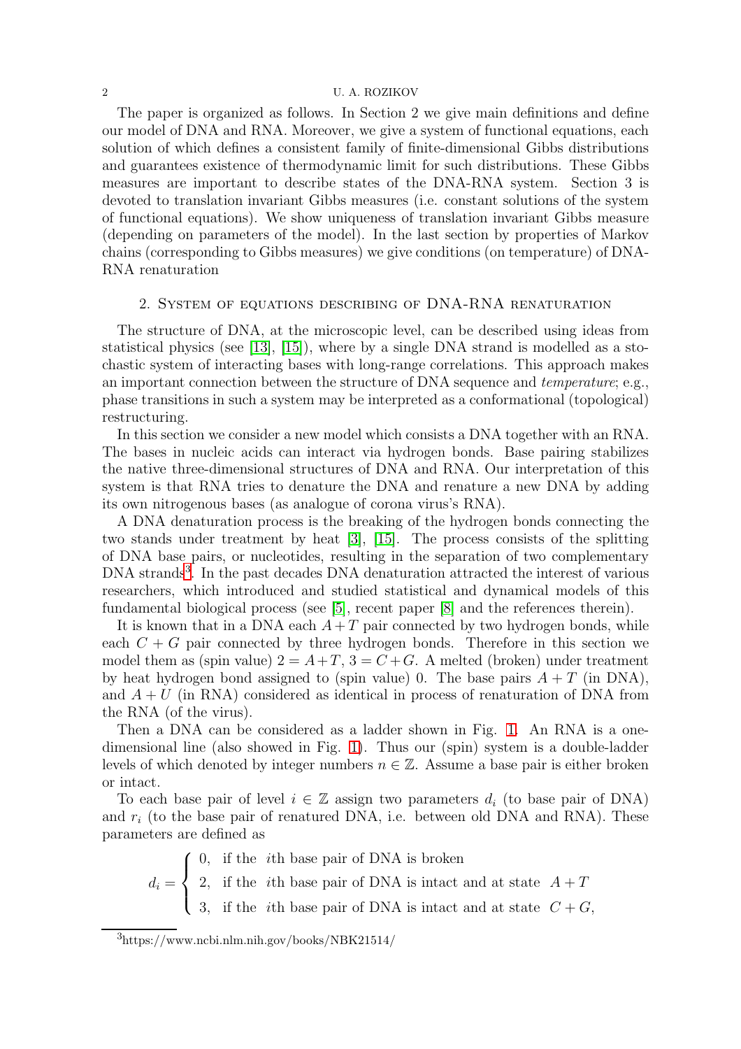The paper is organized as follows. In Section 2 we give main definitions and define our model of DNA and RNA. Moreover, we give a system of functional equations, each solution of which defines a consistent family of finite-dimensional Gibbs distributions and guarantees existence of thermodynamic limit for such distributions. These Gibbs measures are important to describe states of the DNA-RNA system. Section 3 is devoted to translation invariant Gibbs measures (i.e. constant solutions of the system of functional equations). We show uniqueness of translation invariant Gibbs measure (depending on parameters of the model). In the last section by properties of Markov chains (corresponding to Gibbs measures) we give conditions (on temperature) of DNA-RNA renaturation

## 2. System of equations describing of DNA-RNA renaturation

The structure of DNA, at the microscopic level, can be described using ideas from statistical physics (see [13], [15]), where by a single DNA strand is modelled as a stochastic system of interacting bases with long-range correlations. This approach makes an important connection between the structure of DNA sequence and *temperature*; e.g., phase transitions in such a system may be interpreted as a conformational (topological) restructuring.

In this section we consider a new model which consists a DNA together with an RNA. The bases in nucleic acids can interact via hydrogen bonds. Base pairing stabilizes the native three-dimensional structures of DNA and RNA. Our interpretation of this system is that RNA tries to denature the DNA and renature a new DNA by adding its own nitrogenous bases (as analogue of corona virus's RNA).

A DNA denaturation process is the breaking of the hydrogen bonds connecting the two stands under treatment by heat [3], [15]. The process consists of the splitting of DNA base pairs, or nucleotides, resulting in the separation of two complementary DNA strands[3]. In the past decades DNA denaturation attracted the interest of various researchers, which introduced and studied statistical and dynamical models of this fundamental biological process (see [5], recent paper [8] and the references therein).

It is known that in a DNA each $A+T$ pair connected by two hydrogen bonds, while each $C+G$ pair connected by three hydrogen bonds. Therefore in this section we model them as (spin value) $2 = A+T$, $3 = C+G$. A melted (broken) under treatment by heat hydrogen bond assigned to (spin value) 0. The base pairs $A+T$ (in DNA), and $A+U$ (in RNA) considered as identical in process of renaturation of DNA from the RNA (of the virus).

Then a DNA can be considered as a ladder shown in Fig. 1. An RNA is a one-dimensional line (also showed in Fig. 1). Thus our (spin) system is a double-ladder levels of which denoted by integer numbers $n \in \mathbb{Z}$. Assume a base pair is either broken or intact.

To each base pair of level $i \in \mathbb{Z}$ assign two parameters $d_i$ (to base pair of DNA) and $r_i$ (to the base pair of renatured DNA, i.e. between old DNA and RNA). These parameters are defined as

$$d_i = \begin{cases} 0, & \text{if the } i\text{th base pair of DNA is broken} \\ 2, & \text{if the } i\text{th base pair of DNA is intact and at state } A+T \\ 3, & \text{if the } i\text{th base pair of DNA is intact and at state } C+G, \end{cases}$$

[3] https://www.ncbi.nlm.nih.gov/books/NBK21514/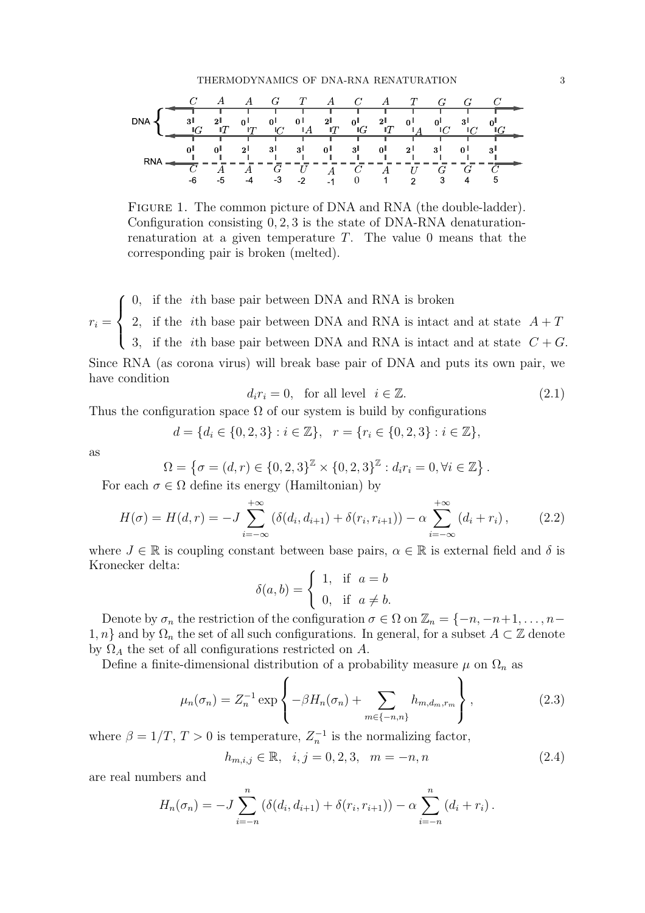FIGURE 1. The common picture of DNA and RNA (the double-ladder). Configuration consisting $0, 2, 3$ is the state of DNA-RNA denaturation-renaturation at a given temperature $T$. The value 0 means that the corresponding pair is broken (melted).

$$
r_i = \begin{cases} 0, & \text{if the } i\text{th base pair between DNA and RNA is broken} \\ 2, & \text{if the } i\text{th base pair between DNA and RNA is intact and at state } A+T \\ 3, & \text{if the } i\text{th base pair between DNA and RNA is intact and at state } C+G. \end{cases}
$$

Since RNA (as corona virus) will break base pair of DNA and puts its own pair, we have condition

$$
d_i r_i = 0, \quad \text{for all level } i \in \mathbb{Z}. \tag{2.1}
$$

Thus the configuration space $\Omega$ of our system is build by configurations

$$
d = \{d_i \in \{0, 2, 3\} : i \in \mathbb{Z}\}, \quad r = \{r_i \in \{0, 2, 3\} : i \in \mathbb{Z}\},
$$

as

$$
\Omega = \left\{\sigma = (d, r) \in \{0, 2, 3\}^{\mathbb{Z}} \times \{0, 2, 3\}^{\mathbb{Z}} : d_i r_i = 0, \forall i \in \mathbb{Z}\right\}.
$$

For each $\sigma \in \Omega$ define its energy (Hamiltonian) by

$$
H(\sigma) = H(d, r) = -J \sum_{i=-\infty}^{+\infty} \left(\delta(d_i, d_{i+1}) + \delta(r_i, r_{i+1})\right) - \alpha \sum_{i=-\infty}^{+\infty} \left(d_i + r_i\right), \tag{2.2}
$$

where $J \in \mathbb{R}$ is coupling constant between base pairs, $\alpha \in \mathbb{R}$ is external field and $\delta$ is Kronecker delta:

$$
\delta(a, b) = \begin{cases} 1, & \text{if } a = b \\ 0, & \text{if } a \neq b. \end{cases}
$$

Denote by $\sigma_n$ the restriction of the configuration $\sigma \in \Omega$ on $\mathbb{Z}_n = \{-n, -n+1, \ldots, n-1, n\}$ and by $\Omega_n$ the set of all such configurations. In general, for a subset $A \subset \mathbb{Z}$ denote by $\Omega_A$ the set of all configurations restricted on $A$.

Define a finite-dimensional distribution of a probability measure $\mu$ on $\Omega_n$ as

$$
\mu_n(\sigma_n) = Z_n^{-1} \exp\left\{-\beta H_n(\sigma_n) + \sum_{m \in \{-n, n\}} h_{m, d_m, r_m}\right\}, \tag{2.3}
$$

where $\beta = 1/T$, $T > 0$ is temperature, $Z_n^{-1}$ is the normalizing factor,

$$
h_{m,i,j} \in \mathbb{R}, \quad i, j = 0, 2, 3, \quad m = -n, n \tag{2.4}
$$

are real numbers and

$$
H_n(\sigma_n) = -J \sum_{i=-n}^{n} \left(\delta(d_i, d_{i+1}) + \delta(r_i, r_{i+1})\right) - \alpha \sum_{i=-n}^{n} \left(d_i + r_i\right).
$$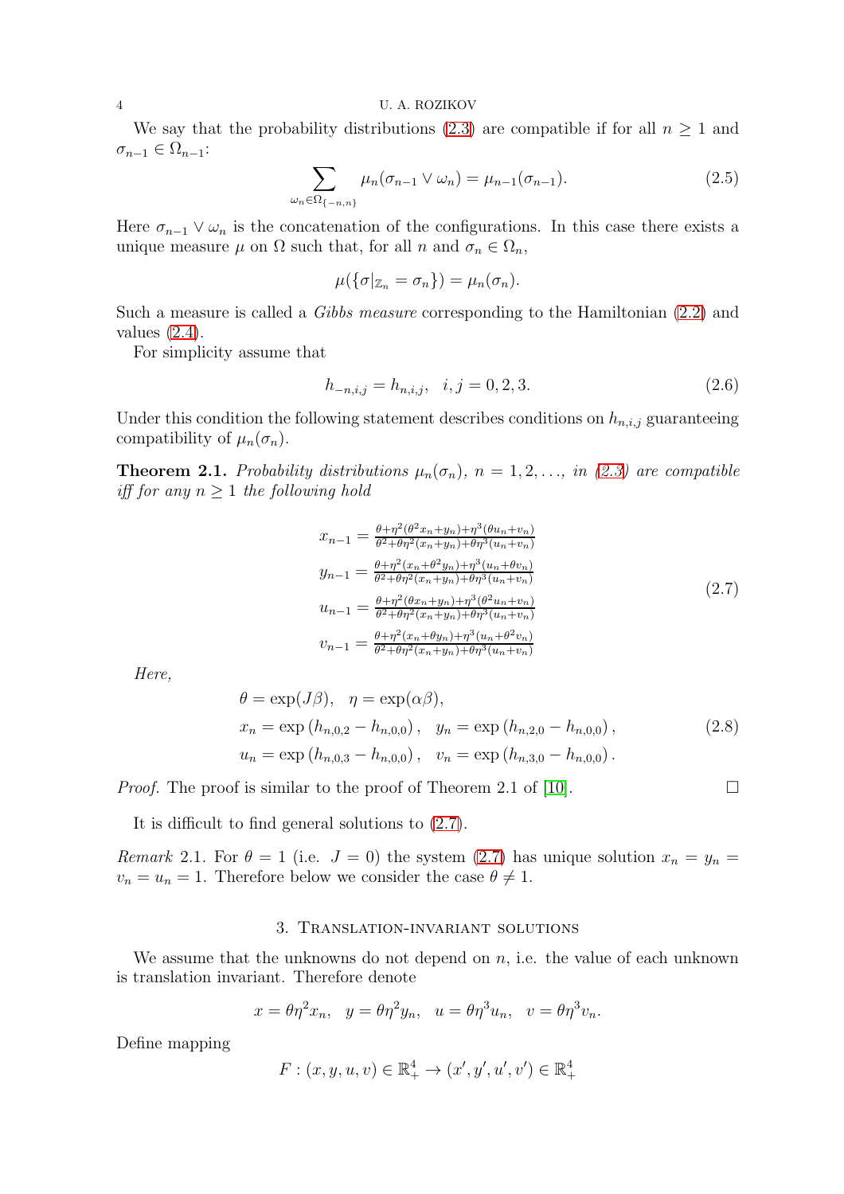We say that the probability distributions (2.3) are compatible if for all $n \geq 1$ and $\sigma_{n-1} \in \Omega_{n-1}$:

$$\sum_{\omega_n \in \Omega_{\{-n,n\}}} \mu_n(\sigma_{n-1} \vee \omega_n) = \mu_{n-1}(\sigma_{n-1}). \tag{2.5}$$

Here $\sigma_{n-1} \vee \omega_n$ is the concatenation of the configurations. In this case there exists a unique measure $\mu$ on $\Omega$ such that, for all $n$ and $\sigma_n \in \Omega_n$,

$$\mu(\{\sigma|_{\mathbb{Z}_n} = \sigma_n\}) = \mu_n(\sigma_n).$$

Such a measure is called a *Gibbs measure* corresponding to the Hamiltonian (2.2) and values (2.4).

For simplicity assume that

$$h_{-n,i,j} = h_{n,i,j}, \quad i,j = 0,2,3. \tag{2.6}$$

Under this condition the following statement describes conditions on $h_{n,i,j}$ guaranteeing compatibility of $\mu_n(\sigma_n)$.

**Theorem 2.1.** *Probability distributions $\mu_n(\sigma_n)$, $n = 1,2,\dots$, in (2.3) are compatible iff for any $n \geq 1$ the following hold*

$$\begin{aligned}
x_{n-1} &= \frac{\theta+\eta^2(\theta^2 x_n+y_n)+\eta^3(\theta u_n+v_n)}{\theta^2+\theta\eta^2(x_n+y_n)+\theta\eta^3(u_n+v_n)}\\
y_{n-1} &= \frac{\theta+\eta^2(x_n+\theta^2 y_n)+\eta^3(u_n+\theta v_n)}{\theta^2+\theta\eta^2(x_n+y_n)+\theta\eta^3(u_n+v_n)}\\
u_{n-1} &= \frac{\theta+\eta^2(\theta x_n+y_n)+\eta^3(\theta^2 u_n+v_n)}{\theta^2+\theta\eta^2(x_n+y_n)+\theta\eta^3(u_n+v_n)}\\
v_{n-1} &= \frac{\theta+\eta^2(x_n+\theta y_n)+\eta^3(u_n+\theta^2 v_n)}{\theta^2+\theta\eta^2(x_n+y_n)+\theta\eta^3(u_n+v_n)}
\end{aligned} \tag{2.7}$$

*Here,*

$$\begin{aligned}
&\theta = \exp(J\beta), \quad \eta = \exp(\alpha\beta),\\
&x_n = \exp\left(h_{n,0,2} - h_{n,0,0}\right), \quad y_n = \exp\left(h_{n,2,0} - h_{n,0,0}\right),\\
&u_n = \exp\left(h_{n,0,3} - h_{n,0,0}\right), \quad v_n = \exp\left(h_{n,3,0} - h_{n,0,0}\right).
\end{aligned} \tag{2.8}$$

*Proof.* The proof is similar to the proof of Theorem 2.1 of [10]. $\square$

It is difficult to find general solutions to (2.7).

*Remark* 2.1. For $\theta = 1$ (i.e. $J = 0$) the system (2.7) has unique solution $x_n = y_n = v_n = u_n = 1$. Therefore below we consider the case $\theta \neq 1$.

## 3. Translation-invariant solutions

We assume that the unknowns do not depend on $n$, i.e. the value of each unknown is translation invariant. Therefore denote

$$x = \theta\eta^2 x_n, \quad y = \theta\eta^2 y_n, \quad u = \theta\eta^3 u_n, \quad v = \theta\eta^3 v_n.$$

Define mapping

$$F : (x,y,u,v) \in \mathbb{R}^4_+ \to (x',y',u',v') \in \mathbb{R}^4_+$$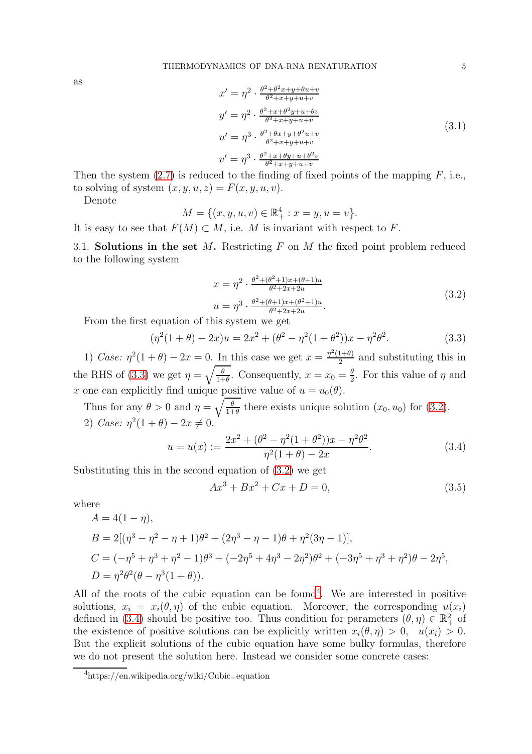as

$$
\begin{aligned}
x' &= \eta^2 \cdot \tfrac{\theta^2+\theta^2 x+y+\theta u+v}{\theta^2+x+y+u+v} \\
y' &= \eta^2 \cdot \tfrac{\theta^2+x+\theta^2 y+u+\theta v}{\theta^2+x+y+u+v} \\
u' &= \eta^3 \cdot \tfrac{\theta^2+\theta x+y+\theta^2 u+v}{\theta^2+x+y+u+v} \\
v' &= \eta^3 \cdot \tfrac{\theta^2+x+\theta y+u+\theta^2 v}{\theta^2+x+y+u+v}
\end{aligned}
\tag{3.1}
$$

Then the system (2.7) is reduced to the finding of fixed points of the mapping $F$, i.e., to solving of system $(x, y, u, z) = F(x, y, u, v)$.

Denote

$$M = \{(x, y, u, v) \in \mathbb{R}^4_+ : x = y, u = v\}.$$

It is easy to see that $F(M) \subset M$, i.e. $M$ is invariant with respect to $F$.

3.1. **Solutions in the set** $M$. Restricting $F$ on $M$ the fixed point problem reduced to the following system

$$
\begin{aligned}
x &= \eta^2 \cdot \tfrac{\theta^2+(\theta^2+1)x+(\theta+1)u}{\theta^2+2x+2u} \\
u &= \eta^3 \cdot \tfrac{\theta^2+(\theta+1)x+(\theta^2+1)u}{\theta^2+2x+2u}.
\end{aligned}
\tag{3.2}
$$

From the first equation of this system we get

$$(\eta^2(1+\theta) - 2x)u = 2x^2 + (\theta^2 - \eta^2(1+\theta^2))x - \eta^2\theta^2. \tag{3.3}$$

1) *Case:* $\eta^2(1+\theta) - 2x = 0$. In this case we get $x = \frac{\eta^2(1+\theta)}{2}$ and substituting this in the RHS of (3.3) we get $\eta = \sqrt{\frac{\theta}{1+\theta}}$. Consequently, $x = x_0 = \frac{\theta}{2}$. For this value of $\eta$ and $x$ one can explicitly find unique positive value of $u = u_0(\theta)$.

Thus for any $\theta > 0$ and $\eta = \sqrt{\frac{\theta}{1+\theta}}$ there exists unique solution $(x_0, u_0)$ for (3.2).

2) *Case:* $\eta^2(1+\theta) - 2x \neq 0$.

$$u = u(x) := \frac{2x^2 + (\theta^2 - \eta^2(1+\theta^2))x - \eta^2\theta^2}{\eta^2(1+\theta) - 2x}. \tag{3.4}$$

Substituting this in the second equation of (3.2) we get

$$Ax^3 + Bx^2 + Cx + D = 0, \tag{3.5}$$

where

$$
\begin{aligned}
A &= 4(1-\eta), \\
B &= 2[(\eta^3 - \eta^2 - \eta + 1)\theta^2 + (2\eta^3 - \eta - 1)\theta + \eta^2(3\eta - 1)], \\
C &= (-\eta^5 + \eta^3 + \eta^2 - 1)\theta^3 + (-2\eta^5 + 4\eta^3 - 2\eta^2)\theta^2 + (-3\eta^5 + \eta^3 + \eta^2)\theta - 2\eta^5, \\
D &= \eta^2\theta^2(\theta - \eta^3(1+\theta)).
\end{aligned}
$$

All of the roots of the cubic equation can be found[4]. We are interested in positive solutions, $x_i = x_i(\theta, \eta)$ of the cubic equation. Moreover, the corresponding $u(x_i)$ defined in (3.4) should be positive too. Thus condition for parameters $(\theta, \eta) \in \mathbb{R}^2_+$ of the existence of positive solutions can be explicitly written $x_i(\theta, \eta) > 0, \quad u(x_i) > 0$. But the explicit solutions of the cubic equation have some bulky formulas, therefore we do not present the solution here. Instead we consider some concrete cases:

[4] https://en.wikipedia.org/wiki/Cubic_equation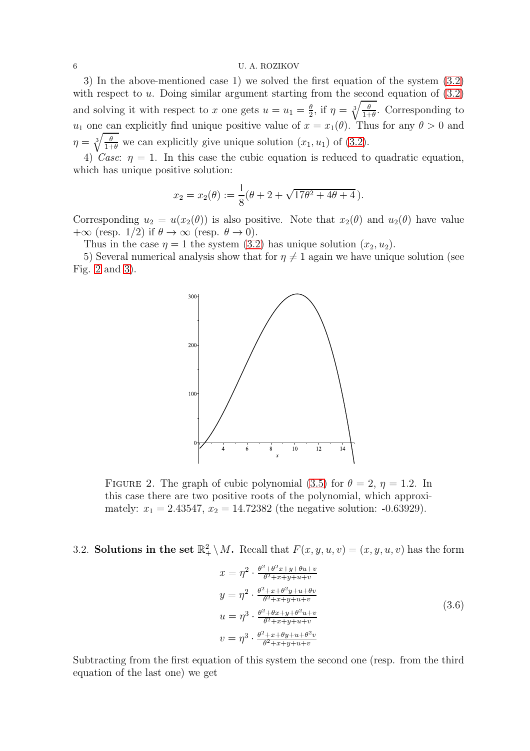3) In the above-mentioned case 1) we solved the first equation of the system (3.2) with respect to $u$. Doing similar argument starting from the second equation of (3.2) and solving it with respect to $x$ one gets $u = u_1 = \frac{\theta}{2}$, if $\eta = \sqrt[3]{\frac{\theta}{1+\theta}}$. Corresponding to $u_1$ one can explicitly find unique positive value of $x = x_1(\theta)$. Thus for any $\theta > 0$ and $\eta = \sqrt[3]{\frac{\theta}{1+\theta}}$ we can explicitly give unique solution $(x_1, u_1)$ of (3.2).

4) *Case*: $\eta = 1$. In this case the cubic equation is reduced to quadratic equation, which has unique positive solution:

$$x_2 = x_2(\theta) := \frac{1}{8}(\theta + 2 + \sqrt{17\theta^2 + 4\theta + 4}).$$

Corresponding $u_2 = u(x_2(\theta))$ is also positive. Note that $x_2(\theta)$ and $u_2(\theta)$ have value $+\infty$ (resp. $1/2$) if $\theta \to \infty$ (resp. $\theta \to 0$).

Thus in the case $\eta = 1$ the system (3.2) has unique solution $(x_2, u_2)$.

5) Several numerical analysis show that for $\eta \neq 1$ again we have unique solution (see Fig. 2 and 3).

FIGURE 2. The graph of cubic polynomial (3.5) for $\theta = 2$, $\eta = 1.2$. In this case there are two positive roots of the polynomial, which approximately: $x_1 = 2.43547$, $x_2 = 14.72382$ (the negative solution: -0.63929).

3.2. **Solutions in the set $\mathbb{R}^2_+ \setminus M$.** Recall that $F(x, y, u, v) = (x, y, u, v)$ has the form

$$\begin{aligned}
x &= \eta^2 \cdot \frac{\theta^2 + \theta^2 x + y + \theta u + v}{\theta^2 + x + y + u + v} \\
y &= \eta^2 \cdot \frac{\theta^2 + x + \theta^2 y + u + \theta v}{\theta^2 + x + y + u + v} \\
u &= \eta^3 \cdot \frac{\theta^2 + \theta x + y + \theta^2 u + v}{\theta^2 + x + y + u + v} \\
v &= \eta^3 \cdot \frac{\theta^2 + x + \theta y + u + \theta^2 v}{\theta^2 + x + y + u + v}
\end{aligned} \tag{3.6}$$

Subtracting from the first equation of this system the second one (resp. from the third equation of the last one) we get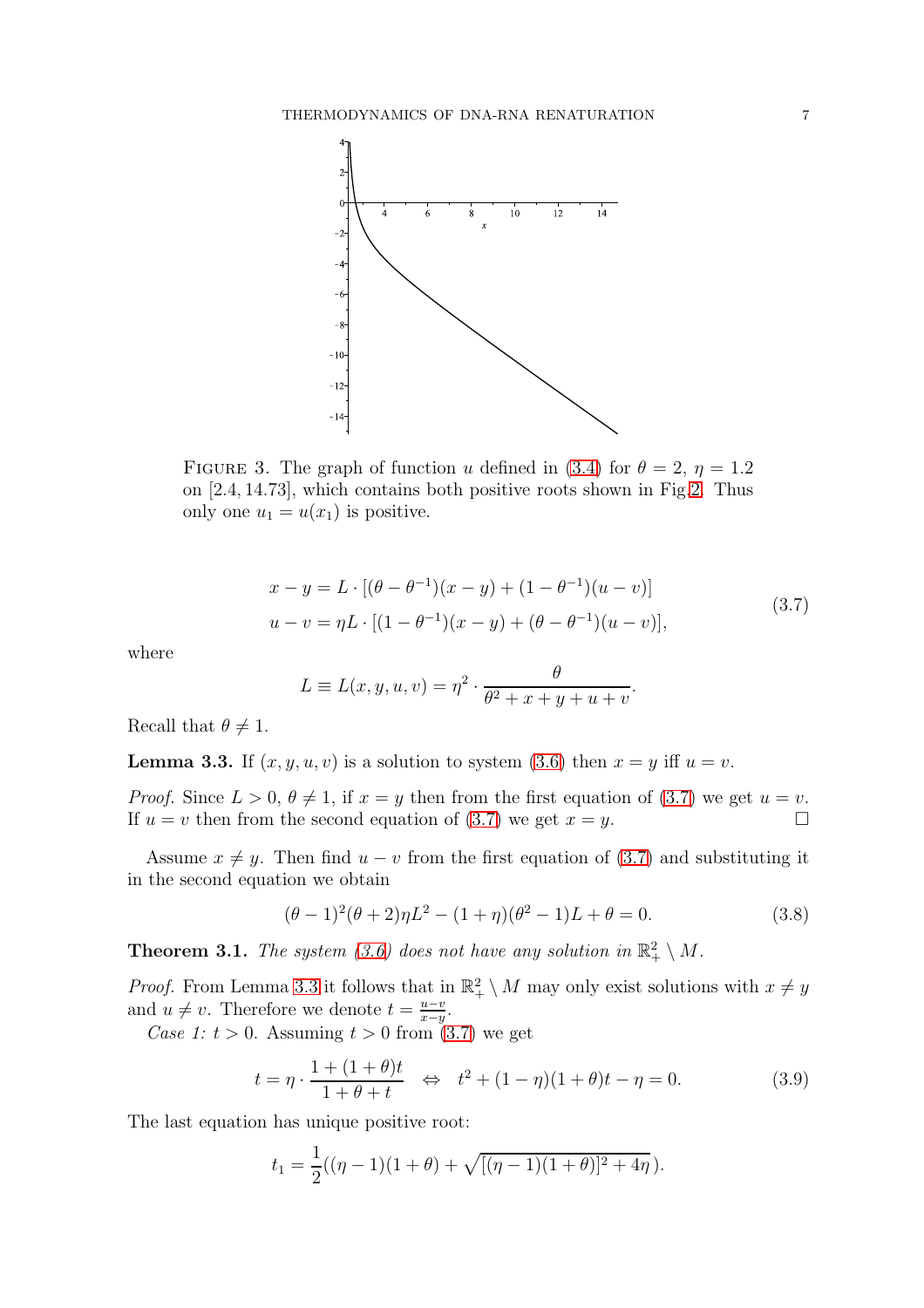FIGURE 3. The graph of function $u$ defined in (3.4) for $\theta = 2$, $\eta = 1.2$ on $[2.4, 14.73]$, which contains both positive roots shown in Fig.2. Thus only one $u_1 = u(x_1)$ is positive.

$$
\begin{aligned}
x - y &= L \cdot [(\theta - \theta^{-1})(x - y) + (1 - \theta^{-1})(u - v)] \\
u - v &= \eta L \cdot [(1 - \theta^{-1})(x - y) + (\theta - \theta^{-1})(u - v)],
\end{aligned}
\tag{3.7}
$$

where

$$
L \equiv L(x, y, u, v) = \eta^2 \cdot \frac{\theta}{\theta^2 + x + y + u + v}.
$$

Recall that $\theta \neq 1$.

**Lemma 3.3.** If $(x, y, u, v)$ is a solution to system (3.6) then $x = y$ iff $u = v$.

*Proof.* Since $L > 0$, $\theta \neq 1$, if $x = y$ then from the first equation of (3.7) we get $u = v$. If $u = v$ then from the second equation of (3.7) we get $x = y$. $\square$

Assume $x \neq y$. Then find $u - v$ from the first equation of (3.7) and substituting it in the second equation we obtain

$$
(\theta - 1)^2(\theta + 2)\eta L^2 - (1 + \eta)(\theta^2 - 1)L + \theta = 0. \tag{3.8}
$$

**Theorem 3.1.** *The system (3.6) does not have any solution in $\mathbb{R}^2_+ \setminus M$.*

*Proof.* From Lemma 3.3 it follows that in $\mathbb{R}^2_+ \setminus M$ may only exist solutions with $x \neq y$ and $u \neq v$. Therefore we denote $t = \frac{u-v}{x-y}$.

*Case 1:* $t > 0$. Assuming $t > 0$ from (3.7) we get

$$
t = \eta \cdot \frac{1 + (1 + \theta)t}{1 + \theta + t} \quad \Leftrightarrow \quad t^2 + (1 - \eta)(1 + \theta)t - \eta = 0. \tag{3.9}
$$

The last equation has unique positive root:

$$
t_1 = \frac{1}{2}((\eta - 1)(1 + \theta) + \sqrt{[(\eta - 1)(1 + \theta)]^2 + 4\eta}).
$$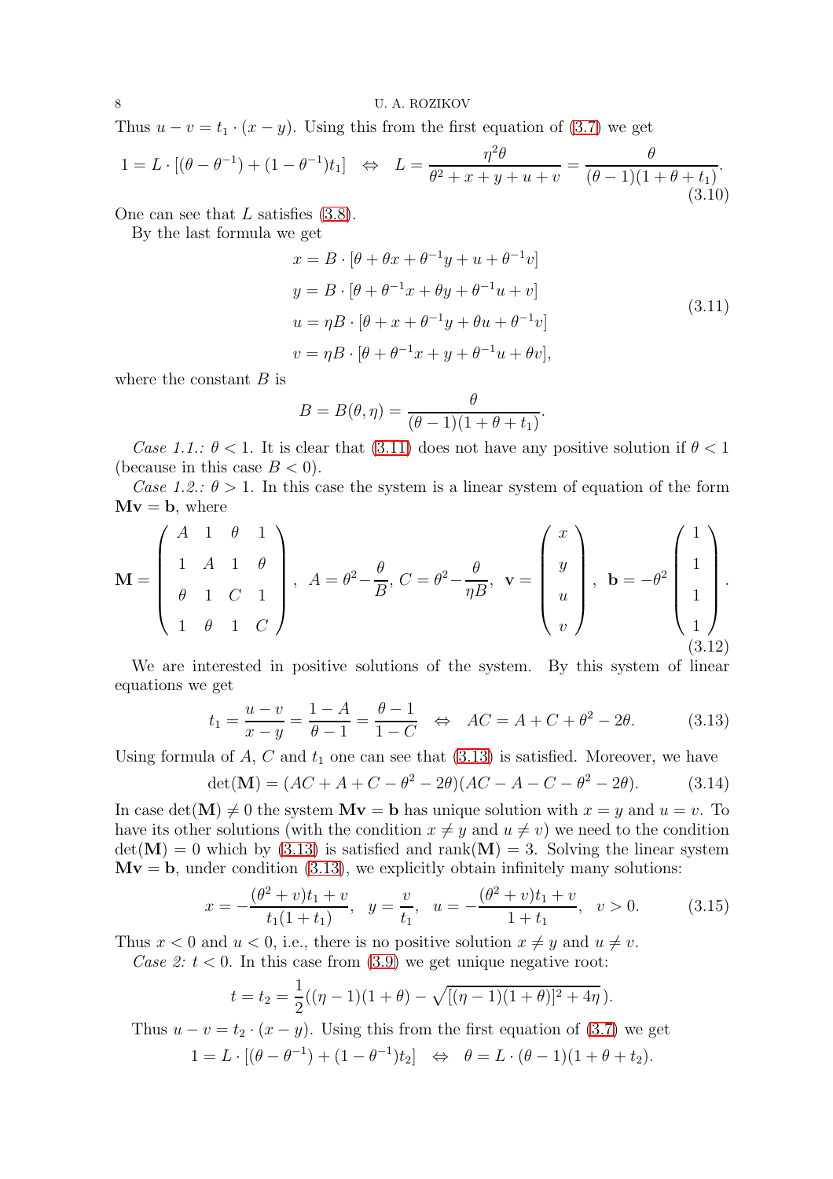Thus $u - v = t_1 \cdot (x - y)$. Using this from the first equation of (3.7) we get

$$1 = L \cdot [(\theta - \theta^{-1}) + (1 - \theta^{-1})t_1] \quad \Leftrightarrow \quad L = \frac{\eta^2 \theta}{\theta^2 + x + y + u + v} = \frac{\theta}{(\theta - 1)(1 + \theta + t_1)}. \tag{3.10}$$

One can see that $L$ satisfies (3.8).

By the last formula we get

$$\begin{aligned} x &= B \cdot [\theta + \theta x + \theta^{-1} y + u + \theta^{-1} v] \\ y &= B \cdot [\theta + \theta^{-1} x + \theta y + \theta^{-1} u + v] \\ u &= \eta B \cdot [\theta + x + \theta^{-1} y + \theta u + \theta^{-1} v] \\ v &= \eta B \cdot [\theta + \theta^{-1} x + y + \theta^{-1} u + \theta v], \end{aligned} \tag{3.11}$$

where the constant $B$ is

$$B = B(\theta, \eta) = \frac{\theta}{(\theta - 1)(1 + \theta + t_1)}.$$

*Case 1.1.:* $\theta < 1$. It is clear that (3.11) does not have any positive solution if $\theta < 1$ (because in this case $B < 0$).

*Case 1.2.:* $\theta > 1$. In this case the system is a linear system of equation of the form $\mathbf{M}\mathbf{v} = \mathbf{b}$, where

$$\mathbf{M} = \begin{pmatrix} A & 1 & \theta & 1 \\ 1 & A & 1 & \theta \\ \theta & 1 & C & 1 \\ 1 & \theta & 1 & C \end{pmatrix}, \ A = \theta^2 - \frac{\theta}{B}, \ C = \theta^2 - \frac{\theta}{\eta B}, \ \mathbf{v} = \begin{pmatrix} x \\ y \\ u \\ v \end{pmatrix}, \ \mathbf{b} = -\theta^2 \begin{pmatrix} 1 \\ 1 \\ 1 \\ 1 \end{pmatrix}. \tag{3.12}$$

We are interested in positive solutions of the system. By this system of linear equations we get

$$t_1 = \frac{u - v}{x - y} = \frac{1 - A}{\theta - 1} = \frac{\theta - 1}{1 - C} \quad \Leftrightarrow \quad AC = A + C + \theta^2 - 2\theta. \tag{3.13}$$

Using formula of $A$, $C$ and $t_1$ one can see that (3.13) is satisfied. Moreover, we have

$$\det(\mathbf{M}) = (AC + A + C - \theta^2 - 2\theta)(AC - A - C - \theta^2 - 2\theta). \tag{3.14}$$

In case $\det(\mathbf{M}) \neq 0$ the system $\mathbf{M}\mathbf{v} = \mathbf{b}$ has unique solution with $x = y$ and $u = v$. To have its other solutions (with the condition $x \neq y$ and $u \neq v$) we need to the condition $\det(\mathbf{M}) = 0$ which by (3.13) is satisfied and $\mathrm{rank}(\mathbf{M}) = 3$. Solving the linear system $\mathbf{M}\mathbf{v} = \mathbf{b}$, under condition (3.13), we explicitly obtain infinitely many solutions:

$$x = -\frac{(\theta^2 + v)t_1 + v}{t_1(1 + t_1)}, \quad y = \frac{v}{t_1}, \quad u = -\frac{(\theta^2 + v)t_1 + v}{1 + t_1}, \quad v > 0. \tag{3.15}$$

Thus $x < 0$ and $u < 0$, i.e., there is no positive solution $x \neq y$ and $u \neq v$.

*Case 2:* $t < 0$. In this case from (3.9) we get unique negative root:

$$t = t_2 = \frac{1}{2}((\eta - 1)(1 + \theta) - \sqrt{[(\eta - 1)(1 + \theta)]^2 + 4\eta}).$$

Thus $u - v = t_2 \cdot (x - y)$. Using this from the first equation of (3.7) we get

$$1 = L \cdot [(\theta - \theta^{-1}) + (1 - \theta^{-1})t_2] \quad \Leftrightarrow \quad \theta = L \cdot (\theta - 1)(1 + \theta + t_2).$$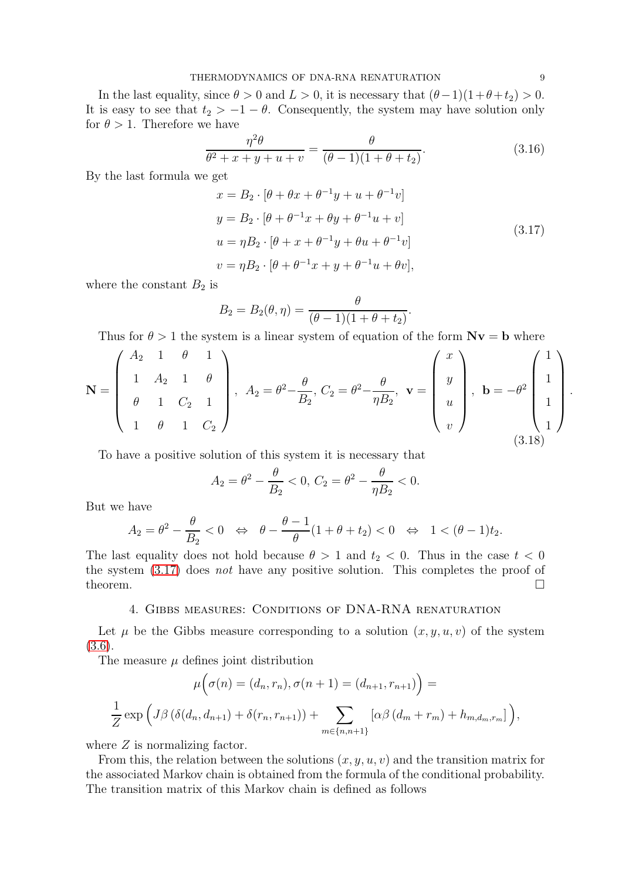In the last equality, since $\theta > 0$ and $L > 0$, it is necessary that $(\theta - 1)(1 + \theta + t_2) > 0$. It is easy to see that $t_2 > -1 - \theta$. Consequently, the system may have solution only for $\theta > 1$. Therefore we have

$$\frac{\eta^2\theta}{\theta^2 + x + y + u + v} = \frac{\theta}{(\theta - 1)(1 + \theta + t_2)}. \tag{3.16}$$

By the last formula we get

$$\begin{aligned}
x &= B_2 \cdot [\theta + \theta x + \theta^{-1} y + u + \theta^{-1} v] \\
y &= B_2 \cdot [\theta + \theta^{-1} x + \theta y + \theta^{-1} u + v] \\
u &= \eta B_2 \cdot [\theta + x + \theta^{-1} y + \theta u + \theta^{-1} v] \\
v &= \eta B_2 \cdot [\theta + \theta^{-1} x + y + \theta^{-1} u + \theta v],
\end{aligned} \tag{3.17}$$

where the constant $B_2$ is

$$B_2 = B_2(\theta, \eta) = \frac{\theta}{(\theta - 1)(1 + \theta + t_2)}.$$

Thus for $\theta > 1$ the system is a linear system of equation of the form $\mathbf{N}\mathbf{v} = \mathbf{b}$ where

$$\mathbf{N} = \begin{pmatrix} A_2 & 1 & \theta & 1 \\ 1 & A_2 & 1 & \theta \\ \theta & 1 & C_2 & 1 \\ 1 & \theta & 1 & C_2 \end{pmatrix}, \ A_2 = \theta^2 - \frac{\theta}{B_2}, \ C_2 = \theta^2 - \frac{\theta}{\eta B_2}, \ \mathbf{v} = \begin{pmatrix} x \\ y \\ u \\ v \end{pmatrix}, \ \mathbf{b} = -\theta^2 \begin{pmatrix} 1 \\ 1 \\ 1 \\ 1 \end{pmatrix}. \tag{3.18}$$

To have a positive solution of this system it is necessary that

$$A_2 = \theta^2 - \frac{\theta}{B_2} < 0, \ C_2 = \theta^2 - \frac{\theta}{\eta B_2} < 0.$$

But we have

$$A_2 = \theta^2 - \frac{\theta}{B_2} < 0 \quad \Leftrightarrow \quad \theta - \frac{\theta - 1}{\theta}(1 + \theta + t_2) < 0 \quad \Leftrightarrow \quad 1 < (\theta - 1)t_2.$$

The last equality does not hold because $\theta > 1$ and $t_2 < 0$. Thus in the case $t < 0$ the system (3.17) does *not* have any positive solution. This completes the proof of theorem. $\square$

## 4. Gibbs measures: Conditions of DNA-RNA renaturation

Let $\mu$ be the Gibbs measure corresponding to a solution $(x, y, u, v)$ of the system (3.6).

The measure $\mu$ defines joint distribution

$$\mu\Big(\sigma(n) = (d_n, r_n), \sigma(n+1) = (d_{n+1}, r_{n+1})\Big) =$$

$$\frac{1}{Z} \exp\Big(J\beta\left(\delta(d_n, d_{n+1}) + \delta(r_n, r_{n+1})\right) + \sum_{m \in \{n, n+1\}} \left[\alpha\beta\left(d_m + r_m\right) + h_{m, d_m, r_m}\right]\Big),$$

where $Z$ is normalizing factor.

From this, the relation between the solutions $(x, y, u, v)$ and the transition matrix for the associated Markov chain is obtained from the formula of the conditional probability. The transition matrix of this Markov chain is defined as follows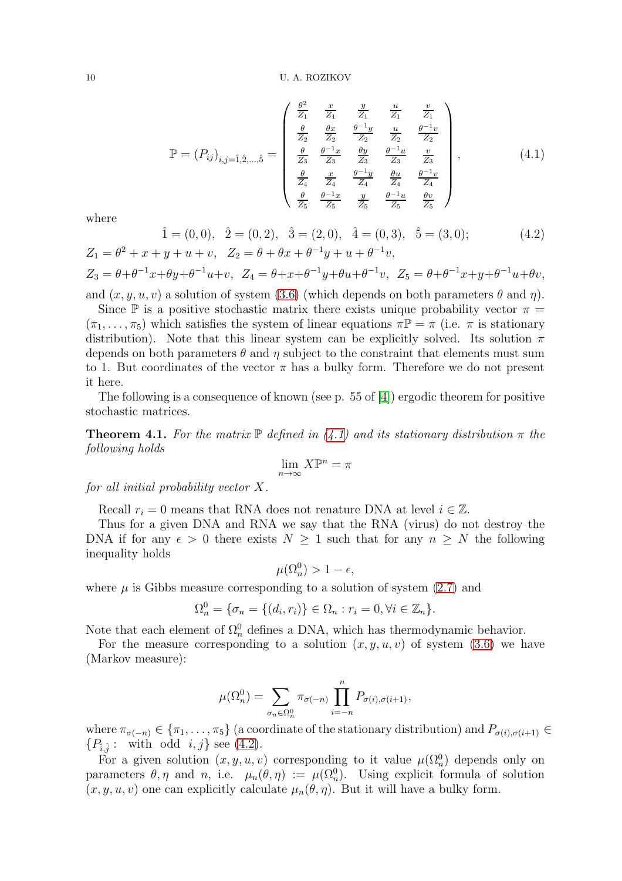$$
\mathbb{P} = (P_{ij})_{i,j=\hat{1},\hat{2},\dots,\hat{5}} = \begin{pmatrix}
\frac{\theta^2}{Z_1} & \frac{x}{Z_1} & \frac{y}{Z_1} & \frac{u}{Z_1} & \frac{v}{Z_1} \\
\frac{\theta}{Z_2} & \frac{\theta x}{Z_2} & \frac{\theta^{-1}y}{Z_2} & \frac{u}{Z_2} & \frac{\theta^{-1}v}{Z_2} \\
\frac{\theta}{Z_3} & \frac{\theta^{-1}x}{Z_3} & \frac{\theta y}{Z_3} & \frac{\theta^{-1}u}{Z_3} & \frac{v}{Z_3} \\
\frac{\theta}{Z_4} & \frac{x}{Z_4} & \frac{\theta^{-1}y}{Z_4} & \frac{\theta u}{Z_4} & \frac{\theta^{-1}v}{Z_4} \\
\frac{\theta}{Z_5} & \frac{\theta^{-1}x}{Z_5} & \frac{y}{Z_5} & \frac{\theta^{-1}u}{Z_5} & \frac{\theta v}{Z_5}
\end{pmatrix}, \tag{4.1}
$$

where

$$
\hat{1} = (0,0), \quad \hat{2} = (0,2), \quad \hat{3} = (2,0), \quad \hat{4} = (0,3), \quad \hat{5} = (3,0); \tag{4.2}
$$

$Z_1 = \theta^2 + x + y + u + v, \quad Z_2 = \theta + \theta x + \theta^{-1}y + u + \theta^{-1}v,$

$Z_3 = \theta + \theta^{-1}x + \theta y + \theta^{-1}u + v, \quad Z_4 = \theta + x + \theta^{-1}y + \theta u + \theta^{-1}v, \quad Z_5 = \theta + \theta^{-1}x + y + \theta^{-1}u + \theta v,$

and $(x, y, u, v)$ a solution of system (3.6) (which depends on both parameters $\theta$ and $\eta$).

Since $\mathbb{P}$ is a positive stochastic matrix there exists unique probability vector $\pi = (\pi_1, \dots, \pi_5)$ which satisfies the system of linear equations $\pi\mathbb{P} = \pi$ (i.e. $\pi$ is stationary distribution). Note that this linear system can be explicitly solved. Its solution $\pi$ depends on both parameters $\theta$ and $\eta$ subject to the constraint that elements must sum to 1. But coordinates of the vector $\pi$ has a bulky form. Therefore we do not present it here.

The following is a consequence of known (see p. 55 of [4]) ergodic theorem for positive stochastic matrices.

**Theorem 4.1.** *For the matrix $\mathbb{P}$ defined in (4.1) and its stationary distribution $\pi$ the following holds*

$$
\lim_{n\to\infty} X\mathbb{P}^n = \pi
$$

*for all initial probability vector $X$.*

Recall $r_i = 0$ means that RNA does not renature DNA at level $i \in \mathbb{Z}$.

Thus for a given DNA and RNA we say that the RNA (virus) do not destroy the DNA if for any $\epsilon > 0$ there exists $N \geq 1$ such that for any $n \geq N$ the following inequality holds

$$
\mu(\Omega_n^0) > 1 - \epsilon,
$$

where $\mu$ is Gibbs measure corresponding to a solution of system (2.7) and

$$
\Omega_n^0 = \{\sigma_n = \{(d_i, r_i)\} \in \Omega_n : r_i = 0, \forall i \in \mathbb{Z}_n\}.
$$

Note that each element of $\Omega_n^0$ defines a DNA, which has thermodynamic behavior.

For the measure corresponding to a solution $(x, y, u, v)$ of system (3.6) we have (Markov measure):

$$
\mu(\Omega_n^0) = \sum_{\sigma_n \in \Omega_n^0} \pi_{\sigma(-n)} \prod_{i=-n}^{n} P_{\sigma(i),\sigma(i+1)},
$$

where $\pi_{\sigma(-n)} \in \{\pi_1, \dots, \pi_5\}$ (a coordinate of the stationary distribution) and $P_{\sigma(i),\sigma(i+1)} \in \{P_{\hat{i},\hat{j}} : \text{ with odd } i, j\}$ see (4.2).

For a given solution $(x, y, u, v)$ corresponding to it value $\mu(\Omega_n^0)$ depends only on parameters $\theta, \eta$ and $n$, i.e. $\mu_n(\theta, \eta) := \mu(\Omega_n^0)$. Using explicit formula of solution $(x, y, u, v)$ one can explicitly calculate $\mu_n(\theta, \eta)$. But it will have a bulky form.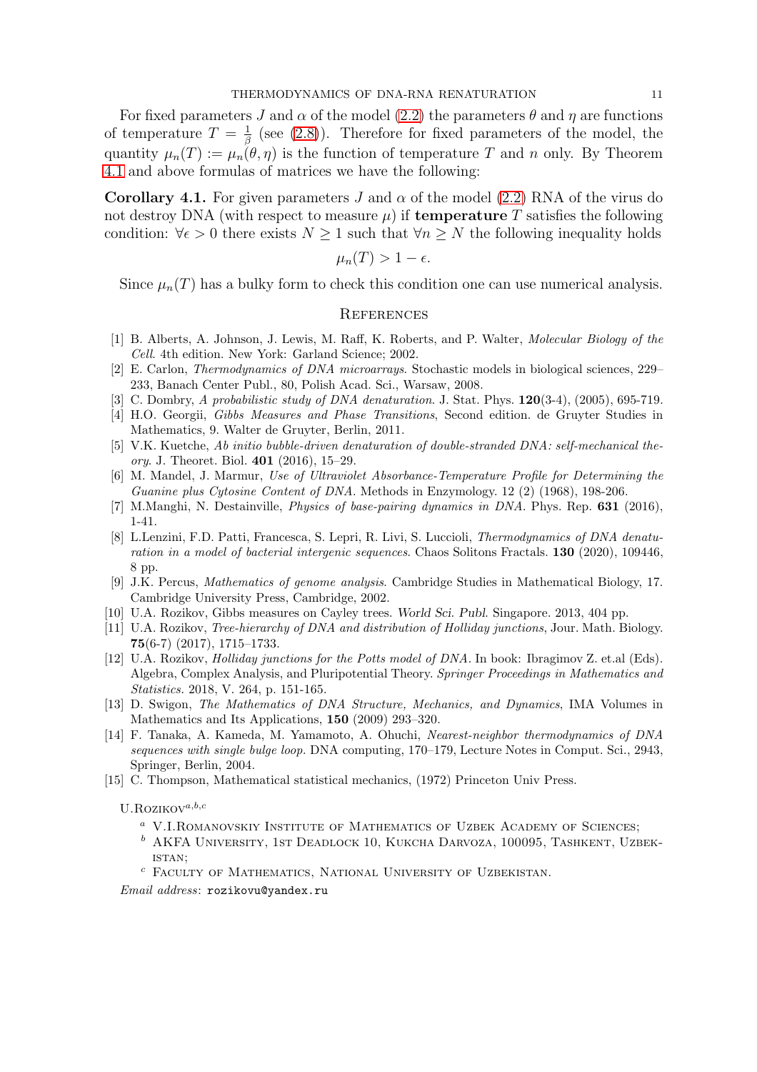For fixed parameters $J$ and $\alpha$ of the model (2.2) the parameters $\theta$ and $\eta$ are functions of temperature $T = \frac{1}{\beta}$ (see (2.8)). Therefore for fixed parameters of the model, the quantity $\mu_n(T) := \mu_n(\theta, \eta)$ is the function of temperature $T$ and $n$ only. By Theorem 4.1 and above formulas of matrices we have the following:

**Corollary 4.1.** For given parameters $J$ and $\alpha$ of the model (2.2) RNA of the virus do not destroy DNA (with respect to measure $\mu$) if **temperature** $T$ satisfies the following condition: $\forall \epsilon > 0$ there exists $N \geq 1$ such that $\forall n \geq N$ the following inequality holds

$$\mu_n(T) > 1 - \epsilon.$$

Since $\mu_n(T)$ has a bulky form to check this condition one can use numerical analysis.

## References

[1] B. Alberts, A. Johnson, J. Lewis, M. Raff, K. Roberts, and P. Walter, *Molecular Biology of the Cell*. 4th edition. New York: Garland Science; 2002.

[2] E. Carlon, *Thermodynamics of DNA microarrays*. Stochastic models in biological sciences, 229–233, Banach Center Publ., 80, Polish Acad. Sci., Warsaw, 2008.

[3] C. Dombry, *A probabilistic study of DNA denaturation*. J. Stat. Phys. **120**(3-4), (2005), 695-719.

[4] H.O. Georgii, *Gibbs Measures and Phase Transitions*, Second edition. de Gruyter Studies in Mathematics, 9. Walter de Gruyter, Berlin, 2011.

[5] V.K. Kuetche, *Ab initio bubble-driven denaturation of double-stranded DNA: self-mechanical theory*. J. Theoret. Biol. **401** (2016), 15–29.

[6] M. Mandel, J. Marmur, *Use of Ultraviolet Absorbance-Temperature Profile for Determining the Guanine plus Cytosine Content of DNA*. Methods in Enzymology. 12 (2) (1968), 198-206.

[7] M.Manghi, N. Destainville, *Physics of base-pairing dynamics in DNA*. Phys. Rep. **631** (2016), 1-41.

[8] L.Lenzini, F.D. Patti, Francesca, S. Lepri, R. Livi, S. Luccioli, *Thermodynamics of DNA denaturation in a model of bacterial intergenic sequences*. Chaos Solitons Fractals. **130** (2020), 109446, 8 pp.

[9] J.K. Percus, *Mathematics of genome analysis*. Cambridge Studies in Mathematical Biology, 17. Cambridge University Press, Cambridge, 2002.

[10] U.A. Rozikov, Gibbs measures on Cayley trees. *World Sci. Publ*. Singapore. 2013, 404 pp.

[11] U.A. Rozikov, *Tree-hierarchy of DNA and distribution of Holliday junctions*, Jour. Math. Biology. **75**(6-7) (2017), 1715–1733.

[12] U.A. Rozikov, *Holliday junctions for the Potts model of DNA*. In book: Ibragimov Z. et.al (Eds). Algebra, Complex Analysis, and Pluripotential Theory. *Springer Proceedings in Mathematics and Statistics*. 2018, V. 264, p. 151-165.

[13] D. Swigon, *The Mathematics of DNA Structure, Mechanics, and Dynamics*, IMA Volumes in Mathematics and Its Applications, **150** (2009) 293–320.

[14] F. Tanaka, A. Kameda, M. Yamamoto, A. Ohuchi, *Nearest-neighbor thermodynamics of DNA sequences with single bulge loop*. DNA computing, 170–179, Lecture Notes in Comput. Sci., 2943, Springer, Berlin, 2004.

[15] C. Thompson, Mathematical statistical mechanics, (1972) Princeton Univ Press.

U.Rozikov[a,b,c]

[a] V.I.Romanovskiy Institute of Mathematics of Uzbek Academy of Sciences;

[b] AKFA University, 1st Deadlock 10, Kukcha Darvoza, 100095, Tashkent, Uzbekistan;

[c] Faculty of Mathematics, National University of Uzbekistan.

*Email address*: rozikovu@yandex.ru